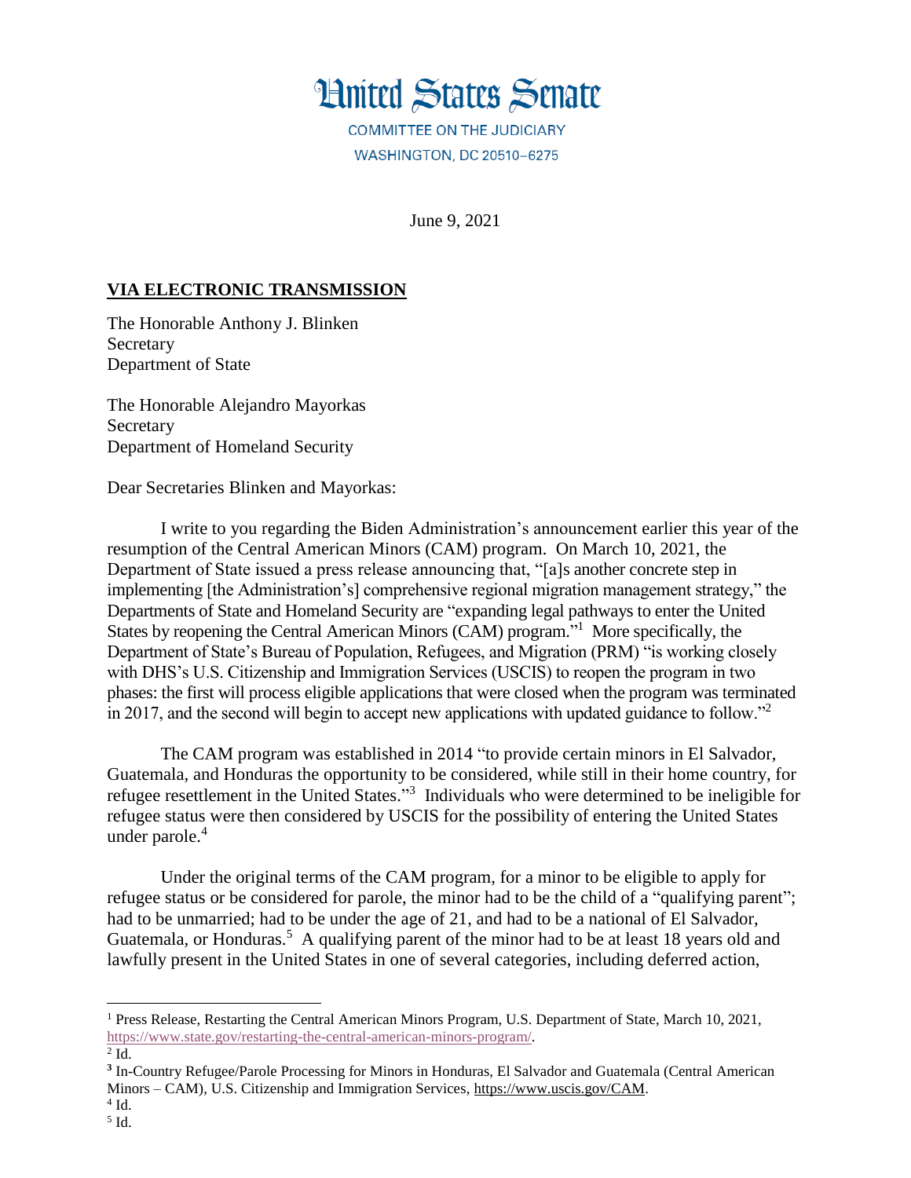# United States Senate

COMMITTEE ON THE JUDICIARY
WASHINGTON, DC 20510–6275

June 9, 2021

**VIA ELECTRONIC TRANSMISSION**

The Honorable Anthony J. Blinken
Secretary
Department of State

The Honorable Alejandro Mayorkas
Secretary
Department of Homeland Security

Dear Secretaries Blinken and Mayorkas:

I write to you regarding the Biden Administration's announcement earlier this year of the resumption of the Central American Minors (CAM) program. On March 10, 2021, the Department of State issued a press release announcing that, "[a]s another concrete step in implementing [the Administration's] comprehensive regional migration management strategy," the Departments of State and Homeland Security are "expanding legal pathways to enter the United States by reopening the Central American Minors (CAM) program."[1] More specifically, the Department of State's Bureau of Population, Refugees, and Migration (PRM) "is working closely with DHS's U.S. Citizenship and Immigration Services (USCIS) to reopen the program in two phases: the first will process eligible applications that were closed when the program was terminated in 2017, and the second will begin to accept new applications with updated guidance to follow."[2]

The CAM program was established in 2014 "to provide certain minors in El Salvador, Guatemala, and Honduras the opportunity to be considered, while still in their home country, for refugee resettlement in the United States."[3] Individuals who were determined to be ineligible for refugee status were then considered by USCIS for the possibility of entering the United States under parole.[4]

Under the original terms of the CAM program, for a minor to be eligible to apply for refugee status or be considered for parole, the minor had to be the child of a "qualifying parent"; had to be unmarried; had to be under the age of 21, and had to be a national of El Salvador, Guatemala, or Honduras.[5] A qualifying parent of the minor had to be at least 18 years old and lawfully present in the United States in one of several categories, including deferred action,

---

[1] Press Release, Restarting the Central American Minors Program, U.S. Department of State, March 10, 2021, https://www.state.gov/restarting-the-central-american-minors-program/.

[2] Id.

[3] In-Country Refugee/Parole Processing for Minors in Honduras, El Salvador and Guatemala (Central American Minors – CAM), U.S. Citizenship and Immigration Services, https://www.uscis.gov/CAM.

[4] Id.

[5] Id.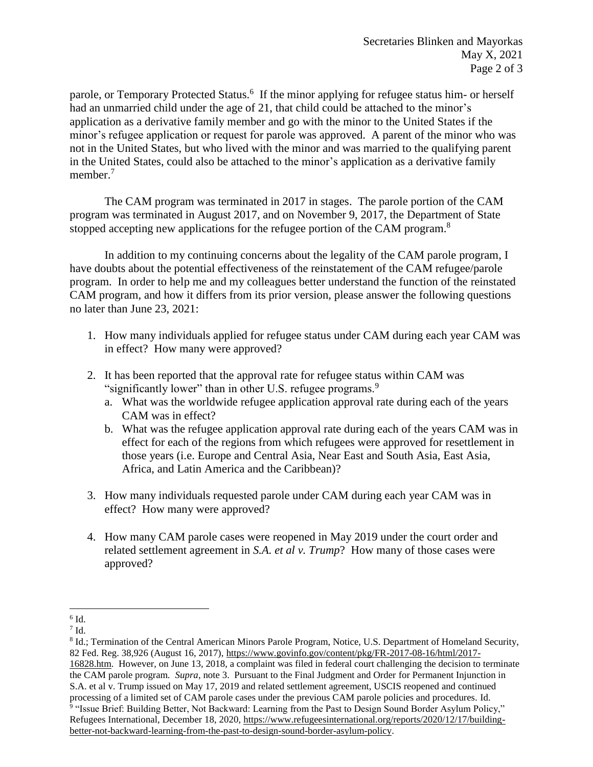parole, or Temporary Protected Status.[6] If the minor applying for refugee status him- or herself had an unmarried child under the age of 21, that child could be attached to the minor's application as a derivative family member and go with the minor to the United States if the minor's refugee application or request for parole was approved. A parent of the minor who was not in the United States, but who lived with the minor and was married to the qualifying parent in the United States, could also be attached to the minor's application as a derivative family member.[7]

The CAM program was terminated in 2017 in stages. The parole portion of the CAM program was terminated in August 2017, and on November 9, 2017, the Department of State stopped accepting new applications for the refugee portion of the CAM program.[8]

In addition to my continuing concerns about the legality of the CAM parole program, I have doubts about the potential effectiveness of the reinstatement of the CAM refugee/parole program. In order to help me and my colleagues better understand the function of the reinstated CAM program, and how it differs from its prior version, please answer the following questions no later than June 23, 2021:

1. How many individuals applied for refugee status under CAM during each year CAM was in effect? How many were approved?

2. It has been reported that the approval rate for refugee status within CAM was "significantly lower" than in other U.S. refugee programs.[9]
   a. What was the worldwide refugee application approval rate during each of the years CAM was in effect?
   b. What was the refugee application approval rate during each of the years CAM was in effect for each of the regions from which refugees were approved for resettlement in those years (i.e. Europe and Central Asia, Near East and South Asia, East Asia, Africa, and Latin America and the Caribbean)?

3. How many individuals requested parole under CAM during each year CAM was in effect? How many were approved?

4. How many CAM parole cases were reopened in May 2019 under the court order and related settlement agreement in *S.A. et al v. Trump*? How many of those cases were approved?

---

[6] Id.

[7] Id.

[8] Id.; Termination of the Central American Minors Parole Program, Notice, U.S. Department of Homeland Security, 82 Fed. Reg. 38,926 (August 16, 2017), https://www.govinfo.gov/content/pkg/FR-2017-08-16/html/2017-16828.htm. However, on June 13, 2018, a complaint was filed in federal court challenging the decision to terminate the CAM parole program. *Supra*, note 3. Pursuant to the Final Judgment and Order for Permanent Injunction in S.A. et al v. Trump issued on May 17, 2019 and related settlement agreement, USCIS reopened and continued processing of a limited set of CAM parole cases under the previous CAM parole policies and procedures. Id.

[9] "Issue Brief: Building Better, Not Backward: Learning from the Past to Design Sound Border Asylum Policy," Refugees International, December 18, 2020, https://www.refugeesinternational.org/reports/2020/12/17/building-better-not-backward-learning-from-the-past-to-design-sound-border-asylum-policy.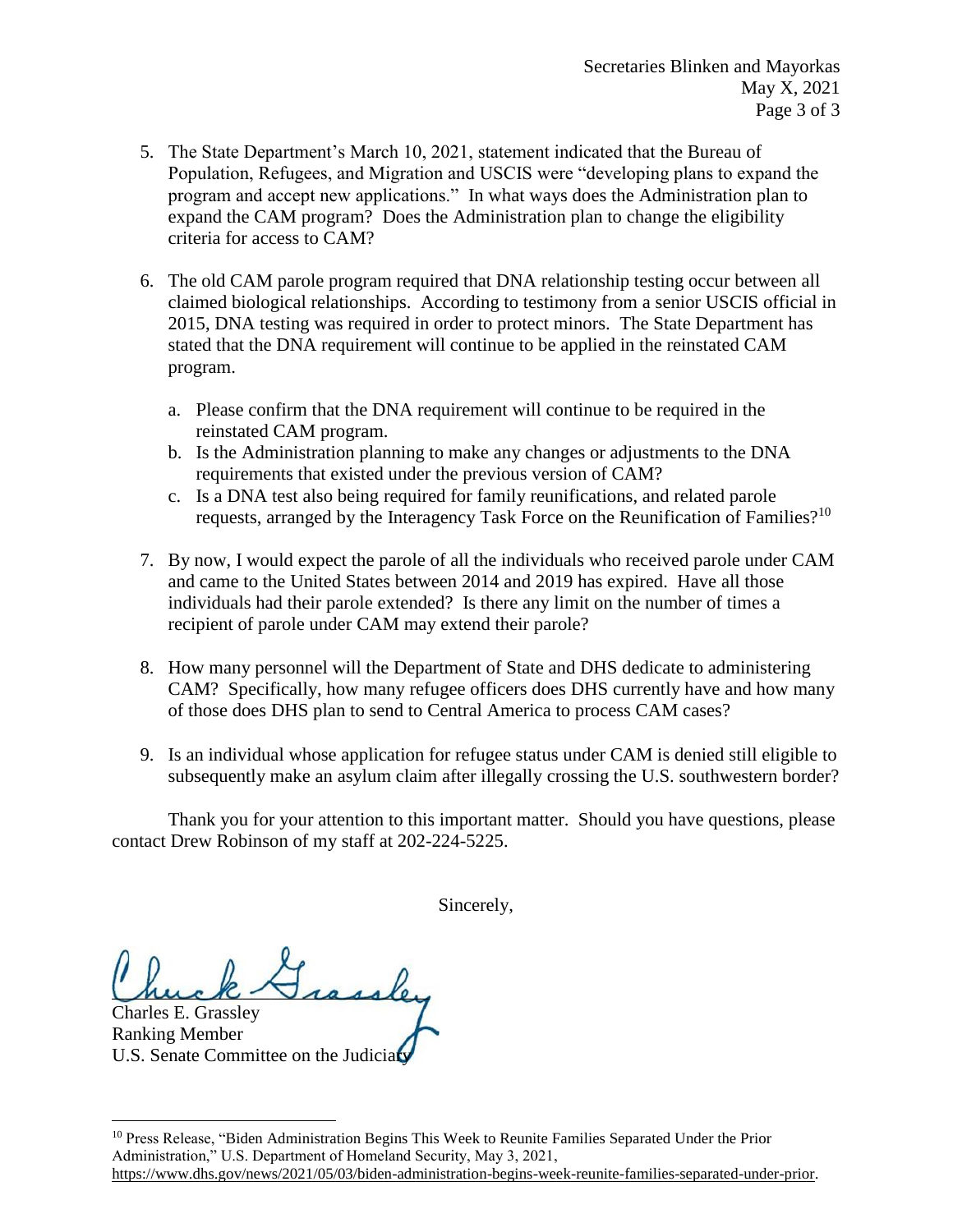5. The State Department's March 10, 2021, statement indicated that the Bureau of Population, Refugees, and Migration and USCIS were "developing plans to expand the program and accept new applications." In what ways does the Administration plan to expand the CAM program? Does the Administration plan to change the eligibility criteria for access to CAM?

6. The old CAM parole program required that DNA relationship testing occur between all claimed biological relationships. According to testimony from a senior USCIS official in 2015, DNA testing was required in order to protect minors. The State Department has stated that the DNA requirement will continue to be applied in the reinstated CAM program.

   a. Please confirm that the DNA requirement will continue to be required in the reinstated CAM program.
   b. Is the Administration planning to make any changes or adjustments to the DNA requirements that existed under the previous version of CAM?
   c. Is a DNA test also being required for family reunifications, and related parole requests, arranged by the Interagency Task Force on the Reunification of Families?[10]

7. By now, I would expect the parole of all the individuals who received parole under CAM and came to the United States between 2014 and 2019 has expired. Have all those individuals had their parole extended? Is there any limit on the number of times a recipient of parole under CAM may extend their parole?

8. How many personnel will the Department of State and DHS dedicate to administering CAM? Specifically, how many refugee officers does DHS currently have and how many of those does DHS plan to send to Central America to process CAM cases?

9. Is an individual whose application for refugee status under CAM is denied still eligible to subsequently make an asylum claim after illegally crossing the U.S. southwestern border?

Thank you for your attention to this important matter. Should you have questions, please contact Drew Robinson of my staff at 202-224-5225.

Sincerely,

Charles E. Grassley
Ranking Member
U.S. Senate Committee on the Judiciary

[10] Press Release, "Biden Administration Begins This Week to Reunite Families Separated Under the Prior Administration," U.S. Department of Homeland Security, May 3, 2021, https://www.dhs.gov/news/2021/05/03/biden-administration-begins-week-reunite-families-separated-under-prior.